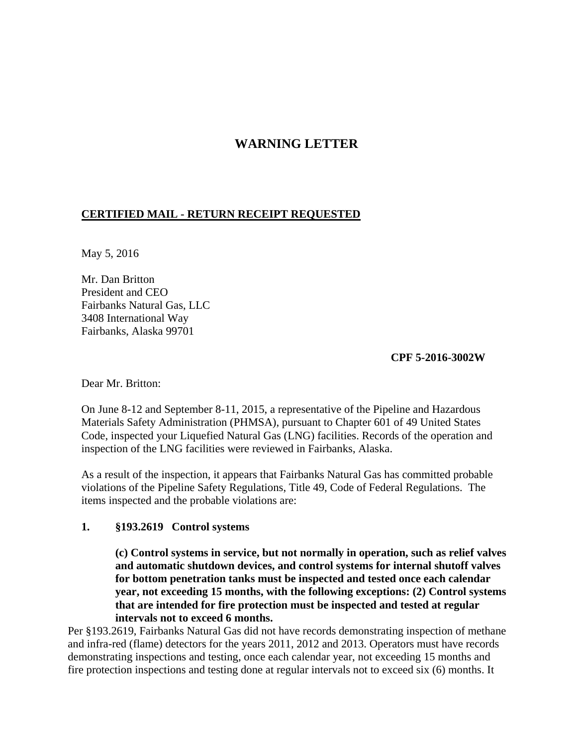# WARNING LETTER

**CERTIFIED MAIL - RETURN RECEIPT REQUESTED**

May 5, 2016

Mr. Dan Britton
President and CEO
Fairbanks Natural Gas, LLC
3408 International Way
Fairbanks, Alaska 99701

**CPF 5-2016-3002W**

Dear Mr. Britton:

On June 8-12 and September 8-11, 2015, a representative of the Pipeline and Hazardous Materials Safety Administration (PHMSA), pursuant to Chapter 601 of 49 United States Code, inspected your Liquefied Natural Gas (LNG) facilities. Records of the operation and inspection of the LNG facilities were reviewed in Fairbanks, Alaska.

As a result of the inspection, it appears that Fairbanks Natural Gas has committed probable violations of the Pipeline Safety Regulations, Title 49, Code of Federal Regulations. The items inspected and the probable violations are:

**1. §193.2619 Control systems**

**(c) Control systems in service, but not normally in operation, such as relief valves and automatic shutdown devices, and control systems for internal shutoff valves for bottom penetration tanks must be inspected and tested once each calendar year, not exceeding 15 months, with the following exceptions: (2) Control systems that are intended for fire protection must be inspected and tested at regular intervals not to exceed 6 months.**

Per §193.2619, Fairbanks Natural Gas did not have records demonstrating inspection of methane and infra-red (flame) detectors for the years 2011, 2012 and 2013. Operators must have records demonstrating inspections and testing, once each calendar year, not exceeding 15 months and fire protection inspections and testing done at regular intervals not to exceed six (6) months. It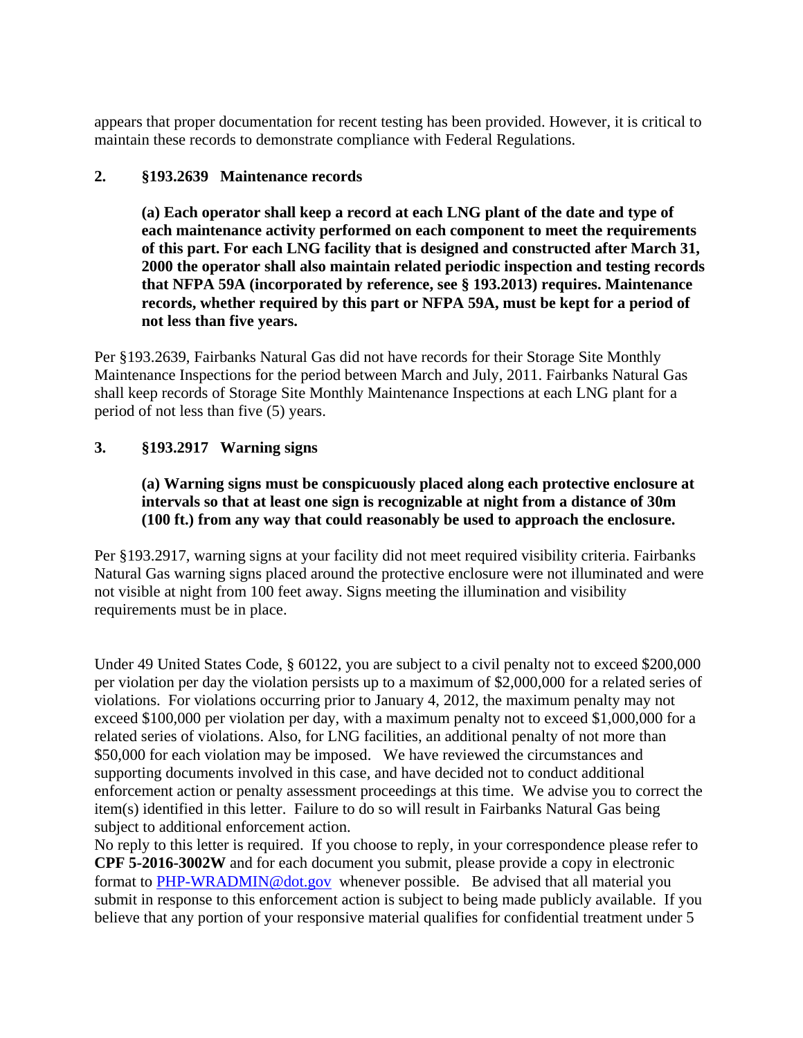appears that proper documentation for recent testing has been provided. However, it is critical to maintain these records to demonstrate compliance with Federal Regulations.

**2. §193.2639 Maintenance records**

> **(a) Each operator shall keep a record at each LNG plant of the date and type of each maintenance activity performed on each component to meet the requirements of this part. For each LNG facility that is designed and constructed after March 31, 2000 the operator shall also maintain related periodic inspection and testing records that NFPA 59A (incorporated by reference, see § 193.2013) requires. Maintenance records, whether required by this part or NFPA 59A, must be kept for a period of not less than five years.**

Per §193.2639, Fairbanks Natural Gas did not have records for their Storage Site Monthly Maintenance Inspections for the period between March and July, 2011. Fairbanks Natural Gas shall keep records of Storage Site Monthly Maintenance Inspections at each LNG plant for a period of not less than five (5) years.

**3. §193.2917 Warning signs**

> **(a) Warning signs must be conspicuously placed along each protective enclosure at intervals so that at least one sign is recognizable at night from a distance of 30m (100 ft.) from any way that could reasonably be used to approach the enclosure.**

Per §193.2917, warning signs at your facility did not meet required visibility criteria. Fairbanks Natural Gas warning signs placed around the protective enclosure were not illuminated and were not visible at night from 100 feet away. Signs meeting the illumination and visibility requirements must be in place.

Under 49 United States Code, § 60122, you are subject to a civil penalty not to exceed $200,000 per violation per day the violation persists up to a maximum of $2,000,000 for a related series of violations. For violations occurring prior to January 4, 2012, the maximum penalty may not exceed $100,000 per violation per day, with a maximum penalty not to exceed $1,000,000 for a related series of violations. Also, for LNG facilities, an additional penalty of not more than $50,000 for each violation may be imposed. We have reviewed the circumstances and supporting documents involved in this case, and have decided not to conduct additional enforcement action or penalty assessment proceedings at this time. We advise you to correct the item(s) identified in this letter. Failure to do so will result in Fairbanks Natural Gas being subject to additional enforcement action.

No reply to this letter is required. If you choose to reply, in your correspondence please refer to **CPF 5-2016-3002W** and for each document you submit, please provide a copy in electronic format to PHP-WRADMIN@dot.gov whenever possible. Be advised that all material you submit in response to this enforcement action is subject to being made publicly available. If you believe that any portion of your responsive material qualifies for confidential treatment under 5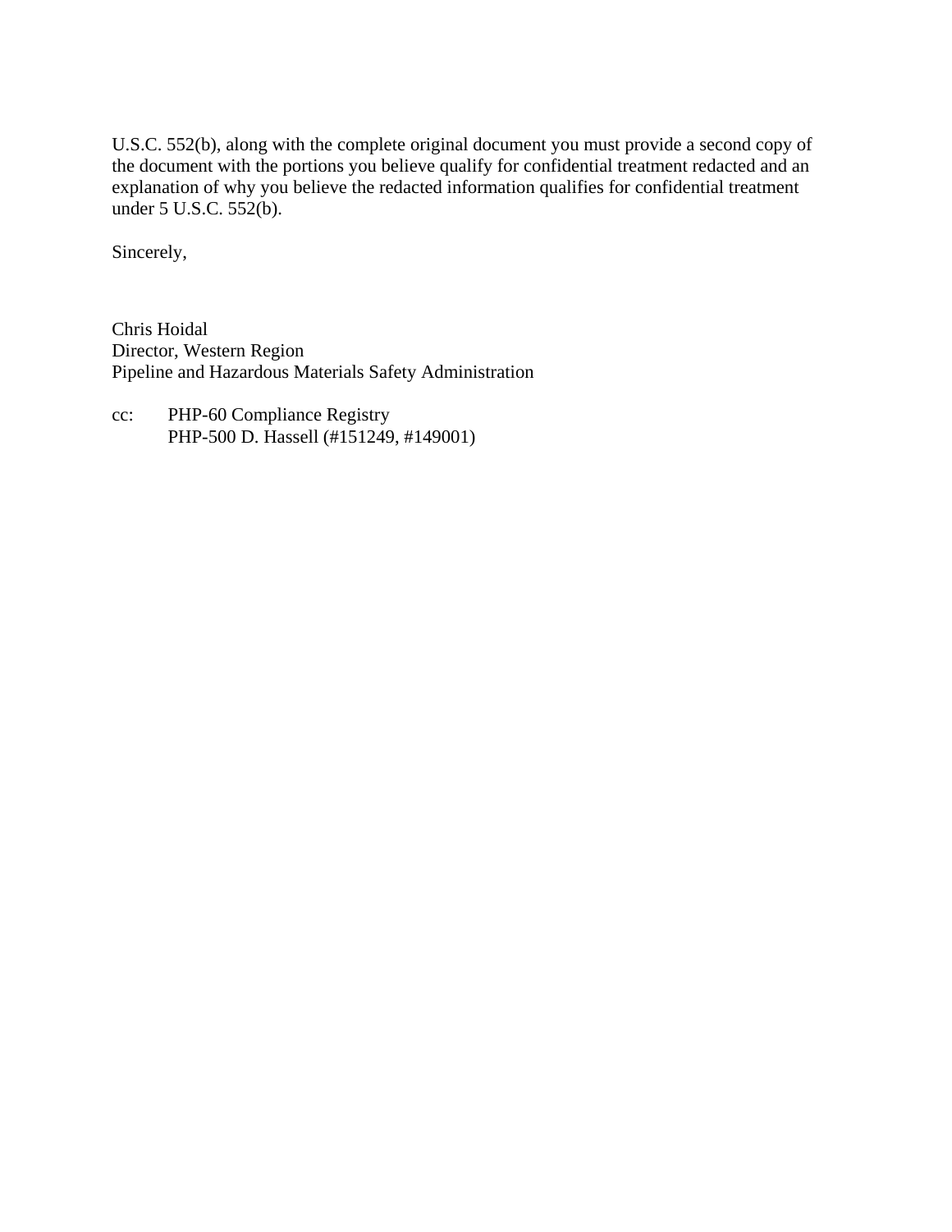U.S.C. 552(b), along with the complete original document you must provide a second copy of the document with the portions you believe qualify for confidential treatment redacted and an explanation of why you believe the redacted information qualifies for confidential treatment under 5 U.S.C. 552(b).

Sincerely,

Chris Hoidal
Director, Western Region
Pipeline and Hazardous Materials Safety Administration

cc: PHP-60 Compliance Registry
PHP-500 D. Hassell (#151249, #149001)